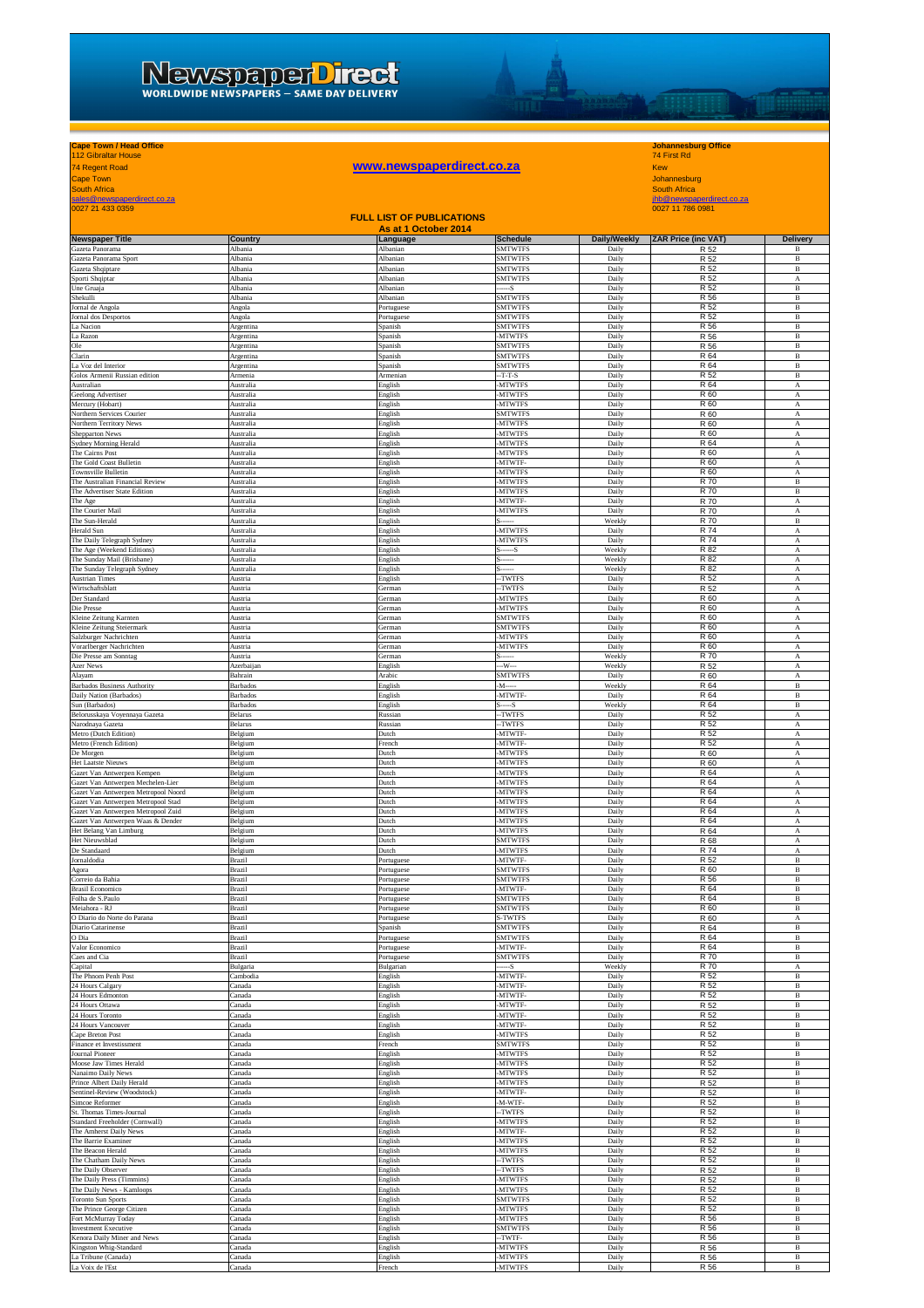# NewspaperDirect
**WORLDWIDE NEWSPAPERS – SAME DAY DELIVERY**

**Cape Town / Head Office**
112 Gibraltar House
74 Regent Road
Cape Town
South Africa
sales@newspaperdirect.co.za
0027 21 433 0359

**www.newspaperdirect.co.za**

**Johannesburg Office**
74 First Rd
Kew
Johannesburg
South Africa
jhb@newspaperdirect.co.za
0027 11 786 0981

## FULL LIST OF PUBLICATIONS
**As at 1 October 2014**

| Newspaper Title | Country | Language | Schedule | Daily/Weekly | ZAR Price (inc VAT) | Delivery |
|---|---|---|---|---|---|---|
| Gazeta Panorama | Albania | Albanian | SMTWTFS | Daily | R 52 | B |
| Gazeta Panorama Sport | Albania | Albanian | SMTWTFS | Daily | R 52 | B |
| Gazeta Shqiptare | Albania | Albanian | SMTWTFS | Daily | R 52 | B |
| Sporti Shqiptar | Albania | Albanian | SMTWTFS | Daily | R 52 | A |
| Une Gruaja | Albania | Albanian | ------S | Daily | R 52 | B |
| Shekulli | Albania | Albanian | SMTWTFS | Daily | R 56 | B |
| Jornal de Angola | Angola | Portuguese | SMTWTFS | Daily | R 52 | B |
| Jornal dos Desportos | Angola | Portuguese | SMTWTFS | Daily | R 52 | B |
| La Nacion | Argentina | Spanish | SMTWTFS | Daily | R 56 | B |
| La Razon | Argentina | Spanish | -MTWTFS | Daily | R 56 | B |
| Ole | Argentina | Spanish | SMTWTFS | Daily | R 56 | B |
| Clarin | Argentina | Spanish | SMTWTFS | Daily | R 64 | B |
| La Voz del Interior | Argentina | Spanish | SMTWTFS | Daily | R 64 | B |
| Golos Armenii Russian edition | Armenia | Armenian | --T-T-S | Daily | R 52 | B |
| Australian | Australia | English | -MTWTFS | Daily | R 64 | A |
| Geelong Advertiser | Australia | English | -MTWTFS | Daily | R 60 | A |
| Mercury (Hobart) | Australia | English | -MTWTFS | Daily | R 60 | A |
| Northern Services Courier | Australia | English | SMTWTFS | Daily | R 60 | A |
| Northern Territory News | Australia | English | -MTWTFS | Daily | R 60 | A |
| Shepparton News | Australia | English | -MTWTFS | Daily | R 60 | A |
| Sydney Morning Herald | Australia | English | -MTWTFS | Daily | R 64 | A |
| The Cairns Post | Australia | English | -MTWTFS | Daily | R 60 | A |
| The Gold Coast Bulletin | Australia | English | -MTWTF- | Daily | R 60 | A |
| Townsville Bulletin | Australia | English | -MTWTFS | Daily | R 60 | A |
| The Australian Financial Review | Australia | English | -MTWTFS | Daily | R 70 | B |
| The Advertiser State Edition | Australia | English | -MTWTFS | Daily | R 70 | B |
| The Age | Australia | English | -MTWTF- | Daily | R 70 | A |
| The Courier Mail | Australia | English | -MTWTFS | Daily | R 70 | A |
| The Sun-Herald | Australia | English | S------ | Weekly | R 70 | B |
| Herald Sun | Australia | English | -MTWTFS | Daily | R 74 | A |
| The Daily Telegraph Sydney | Australia | English | -MTWTFS | Daily | R 74 | A |
| The Age (Weekend Editions) | Australia | English | S------S | Weekly | R 82 | A |
| The Sunday Mail (Brisbane) | Australia | English | S------ | Weekly | R 82 | A |
| The Sunday Telegraph Sydney | Australia | English | S------ | Weekly | R 82 | A |
| Austrian Times | Austria | English | --TWTFS | Daily | R 52 | A |
| Wirtschaftsblatt | Austria | German | --TWTFS | Daily | R 52 | A |
| Der Standard | Austria | German | -MTWTFS | Daily | R 60 | A |
| Die Presse | Austria | German | -MTWTFS | Daily | R 60 | A |
| Kleine Zeitung Karnten | Austria | German | SMTWTFS | Daily | R 60 | A |
| Kleine Zeitung Steiermark | Austria | German | SMTWTFS | Daily | R 60 | A |
| Salzburger Nachrichten | Austria | German | -MTWTFS | Daily | R 60 | A |
| Vorarlberger Nachrichten | Austria | German | -MTWTFS | Daily | R 60 | A |
| Die Presse am Sonntag | Austria | German | S------ | Weekly | R 70 | A |
| Azer News | Azerbaijan | English | ---W--- | Weekly | R 52 | A |
| Alayam | Bahrain | Arabic | SMTWTFS | Daily | R 60 | A |
| Barbados Business Authority | Barbados | English | -M----- | Weekly | R 64 | B |
| Daily Nation (Barbados) | Barbados | English | -MTWTF- | Daily | R 64 | B |
| Sun (Barbados) | Barbados | English | S-----S | Weekly | R 64 | B |
| Belorusskaya Voyennaya Gazeta | Belarus | Russian | --TWTFS | Daily | R 52 | A |
| Narodnaya Gazeta | Belarus | Russian | --TWTFS | Daily | R 52 | A |
| Metro (Dutch Edition) | Belgium | Dutch | -MTWTF- | Daily | R 52 | A |
| Metro (French Edition) | Belgium | French | -MTWTF- | Daily | R 52 | A |
| De Morgen | Belgium | Dutch | -MTWTFS | Daily | R 60 | A |
| Het Laatste Nieuws | Belgium | Dutch | -MTWTFS | Daily | R 60 | A |
| Gazet Van Antwerpen Kempen | Belgium | Dutch | -MTWTFS | Daily | R 64 | A |
| Gazet Van Antwerpen Mechelen-Lier | Belgium | Dutch | -MTWTFS | Daily | R 64 | A |
| Gazet Van Antwerpen Metropool Noord | Belgium | Dutch | -MTWTFS | Daily | R 64 | A |
| Gazet Van Antwerpen Metropool Stad | Belgium | Dutch | -MTWTFS | Daily | R 64 | A |
| Gazet Van Antwerpen Metropool Zuid | Belgium | Dutch | -MTWTFS | Daily | R 64 | A |
| Gazet Van Antwerpen Waas & Dender | Belgium | Dutch | -MTWTFS | Daily | R 64 | A |
| Het Belang Van Limburg | Belgium | Dutch | -MTWTFS | Daily | R 64 | A |
| Het Nieuwsblad | Belgium | Dutch | SMTWTFS | Daily | R 68 | A |
| De Standaard | Belgium | Dutch | -MTWTFS | Daily | R 74 | A |
| Jornaldodia | Brazil | Portuguese | -MTWTF- | Daily | R 52 | B |
| Agora | Brazil | Portuguese | SMTWTFS | Daily | R 60 | B |
| Correio da Bahia | Brazil | Portuguese | SMTWTFS | Daily | R 56 | B |
| Brasil Economico | Brazil | Portuguese | -MTWTF- | Daily | R 64 | B |
| Folha de S.Paulo | Brazil | Portuguese | SMTWTFS | Daily | R 64 | B |
| Meiahora - RJ | Brazil | Portuguese | SMTWTFS | Daily | R 60 | B |
| O Diario do Norte do Parana | Brazil | Portuguese | S-TWTFS | Daily | R 60 | A |
| Diario Catarinense | Brazil | Spanish | SMTWTFS | Daily | R 64 | B |
| O Dia | Brazil | Portuguese | SMTWTFS | Daily | R 64 | B |
| Valor Economico | Brazil | Portuguese | -MTWTF- | Daily | R 64 | B |
| Caes and Cia | Brazil | Portuguese | SMTWTFS | Daily | R 70 | B |
| Capital | Bulgaria | Bulgarian | ------S | Weekly | R 70 | A |
| The Phnom Penh Post | Cambodia | English | -MTWTF- | Daily | R 52 | B |
| 24 Hours Calgary | Canada | English | -MTWTF- | Daily | R 52 | B |
| 24 Hours Edmonton | Canada | English | -MTWTF- | Daily | R 52 | B |
| 24 Hours Ottawa | Canada | English | -MTWTF- | Daily | R 52 | B |
| 24 Hours Toronto | Canada | English | -MTWTF- | Daily | R 52 | B |
| 24 Hours Vancouver | Canada | English | -MTWTF- | Daily | R 52 | B |
| Cape Breton Post | Canada | English | -MTWTFS | Daily | R 52 | B |
| Finance et Investissment | Canada | French | SMTWTFS | Daily | R 52 | B |
| Journal Pioneer | Canada | English | -MTWTFS | Daily | R 52 | B |
| Moose Jaw Times Herald | Canada | English | -MTWTFS | Daily | R 52 | B |
| Nanaimo Daily News | Canada | English | -MTWTFS | Daily | R 52 | B |
| Prince Albert Daily Herald | Canada | English | -MTWTFS | Daily | R 52 | B |
| Sentinel-Review (Woodstock) | Canada | English | -MTWTF- | Daily | R 52 | B |
| Simcoe Reformer | Canada | English | -M-WTF- | Daily | R 52 | B |
| St. Thomas Times-Journal | Canada | English | --TWTFS | Daily | R 52 | B |
| Standard Freeholder (Cornwall) | Canada | English | -MTWTFS | Daily | R 52 | B |
| The Amherst Daily News | Canada | English | -MTWTF- | Daily | R 52 | B |
| The Barrie Examiner | Canada | English | -MTWTFS | Daily | R 52 | B |
| The Beacon Herald | Canada | English | -MTWTFS | Daily | R 52 | B |
| The Chatham Daily News | Canada | English | --TWTFS | Daily | R 52 | B |
| The Daily Observer | Canada | English | --TWTFS | Daily | R 52 | B |
| The Daily Press (Timmins) | Canada | English | -MTWTFS | Daily | R 52 | B |
| The Daily News - Kamloops | Canada | English | -MTWTFS | Daily | R 52 | B |
| Toronto Sun Sports | Canada | English | SMTWTFS | Daily | R 52 | B |
| The Prince George Citizen | Canada | English | -MTWTFS | Daily | R 52 | B |
| Fort McMurray Today | Canada | English | -MTWTFS | Daily | R 56 | B |
| Investment Executive | Canada | English | SMTWTFS | Daily | R 56 | B |
| Kenora Daily Miner and News | Canada | English | --TWTF- | Daily | R 56 | B |
| Kingston Whig-Standard | Canada | English | -MTWTFS | Daily | R 56 | B |
| La Tribune (Canada) | Canada | English | -MTWTFS | Daily | R 56 | B |
| La Voix de l'Est | Canada | French | -MTWTFS | Daily | R 56 | B |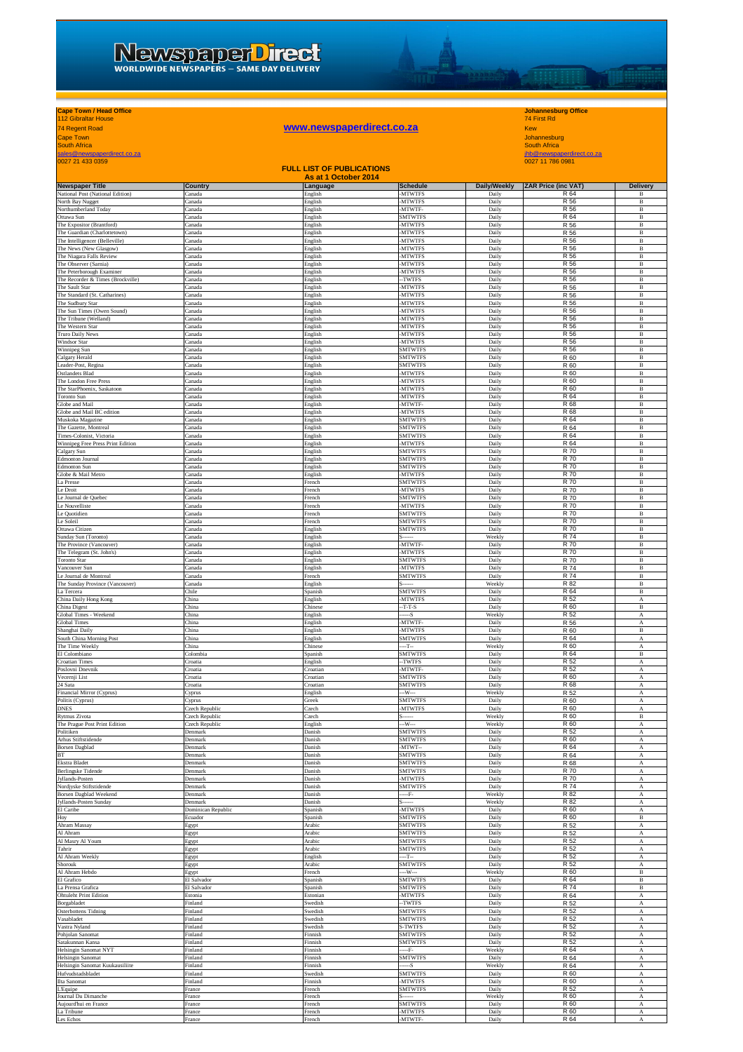**Cape Town / Head Office**
112 Gibraltar House
74 Regent Road
Cape Town
South Africa
sales@newspaperdirect.co.za
0027 21 433 0359

**www.newspaperdirect.co.za**

**Johannesburg Office**
74 First Rd
Kew
Johannesburg
South Africa
jhb@newspaperdirect.co.za
0027 11 786 0981

**FULL LIST OF PUBLICATIONS**
**As at 1 October 2014**

| Newspaper Title | Country | Language | Schedule | Daily/Weekly | ZAR Price (inc VAT) | Delivery |
|---|---|---|---|---|---|---|
| National Post (National Edition) | Canada | English | -MTWTFS | Daily | R 64 | B |
| North Bay Nugget | Canada | English | -MTWTFS | Daily | R 56 | B |
| Northumberland Today | Canada | English | -MTWTF- | Daily | R 56 | B |
| Ottawa Sun | Canada | English | SMTWTFS | Daily | R 64 | B |
| The Expositor (Brantford) | Canada | English | -MTWTFS | Daily | R 56 | B |
| The Guardian (Charlottetown) | Canada | English | -MTWTFS | Daily | R 56 | B |
| The Intelligencer (Belleville) | Canada | English | -MTWTFS | Daily | R 56 | B |
| The News (New Glasgow) | Canada | English | -MTWTFS | Daily | R 56 | B |
| The Niagara Falls Review | Canada | English | -MTWTFS | Daily | R 56 | B |
| The Observer (Sarnia) | Canada | English | -MTWTFS | Daily | R 56 | B |
| The Peterborough Examiner | Canada | English | -MTWTFS | Daily | R 56 | B |
| The Recorder & Times (Brockville) | Canada | English | --TWTFS | Daily | R 56 | B |
| The Sault Star | Canada | English | -MTWTFS | Daily | R 56 | B |
| The Standard (St. Catharines) | Canada | English | -MTWTFS | Daily | R 56 | B |
| The Sudbury Star | Canada | English | -MTWTFS | Daily | R 56 | B |
| The Sun Times (Owen Sound) | Canada | English | -MTWTFS | Daily | R 56 | B |
| The Tribune (Welland) | Canada | English | -MTWTFS | Daily | R 56 | B |
| The Western Star | Canada | English | -MTWTFS | Daily | R 56 | B |
| Truro Daily News | Canada | English | -MTWTFS | Daily | R 56 | B |
| Windsor Star | Canada | English | -MTWTFS | Daily | R 56 | B |
| Winnipeg Sun | Canada | English | SMTWTFS | Daily | R 56 | B |
| Calgary Herald | Canada | English | SMTWTFS | Daily | R 60 | B |
| Leader-Post, Regina | Canada | English | SMTWTFS | Daily | R 60 | B |
| Ostlandets Blad | Canada | English | -MTWTFS | Daily | R 60 | B |
| The London Free Press | Canada | English | -MTWTFS | Daily | R 60 | B |
| The StarPhoenix, Saskatoon | Canada | English | -MTWTFS | Daily | R 60 | B |
| Toronto Sun | Canada | English | -MTWTFS | Daily | R 64 | B |
| Globe and Mail | Canada | English | -MTWTF- | Daily | R 68 | B |
| Globe and Mail BC edition | Canada | English | -MTWTFS | Daily | R 68 | B |
| Muskoka Magazine | Canada | English | SMTWTFS | Daily | R 64 | B |
| The Gazette, Montreal | Canada | English | SMTWTFS | Daily | R 64 | B |
| Times-Colonist, Victoria | Canada | English | SMTWTFS | Daily | R 64 | B |
| Winnipeg Free Press Print Edition | Canada | English | -MTWTFS | Daily | R 64 | B |
| Calgary Sun | Canada | English | SMTWTFS | Daily | R 70 | B |
| Edmonton Journal | Canada | English | SMTWTFS | Daily | R 70 | B |
| Edmonton Sun | Canada | English | SMTWTFS | Daily | R 70 | B |
| Globe & Mail Metro | Canada | English | -MTWTFS | Daily | R 70 | B |
| La Presse | Canada | French | SMTWTFS | Daily | R 70 | B |
| Le Droit | Canada | French | -MTWTFS | Daily | R 70 | B |
| Le Journal de Quebec | Canada | French | SMTWTFS | Daily | R 70 | B |
| Le Nouvelliste | Canada | French | -MTWTFS | Daily | R 70 | B |
| Le Quotidien | Canada | French | SMTWTFS | Daily | R 70 | B |
| Le Soleil | Canada | French | SMTWTFS | Daily | R 70 | B |
| Ottawa Citizen | Canada | English | SMTWTFS | Daily | R 70 | B |
| Sunday Sun (Toronto) | Canada | English | S------ | Weekly | R 74 | B |
| The Province (Vancouver) | Canada | English | -MTWTF- | Daily | R 70 | B |
| The Telegram (St. John's) | Canada | English | -MTWTFS | Daily | R 70 | B |
| Toronto Star | Canada | English | SMTWTFS | Daily | R 70 | B |
| Vancouver Sun | Canada | English | -MTWTFS | Daily | R 74 | B |
| Le Journal de Montreal | Canada | French | SMTWTFS | Daily | R 74 | B |
| The Sunday Province (Vancouver) | Canada | English | S------ | Weekly | R 82 | B |
| La Tercera | Chile | Spanish | SMTWTFS | Daily | R 64 | B |
| China Daily Hong Kong | China | English | -MTWTFS | Daily | R 52 | A |
| China Digest | China | Chinese | --T-T-S | Daily | R 60 | B |
| Global Times - Weekend | China | English | ------S | Weekly | R 52 | A |
| Global Times | China | English | -MTWTF- | Daily | R 56 | A |
| Shanghai Daily | China | English | -MTWTFS | Daily | R 60 | B |
| South China Morning Post | China | English | SMTWTFS | Daily | R 64 | A |
| The Time Weekly | China | Chinese | ----T-- | Weekly | R 60 | A |
| El Colombiano | Colombia | Spanish | SMTWTFS | Daily | R 64 | B |
| Croatian Times | Croatia | English | --TWTFS | Daily | R 52 | A |
| Poslovni Dnevnik | Croatia | Croatian | -MTWTF- | Daily | R 52 | A |
| Vecernji List | Croatia | Croatian | SMTWTFS | Daily | R 60 | A |
| 24 Sata | Croatia | Croatian | SMTWTFS | Daily | R 68 | A |
| Financial Mirror (Cyprus) | Cyprus | English | ---W--- | Weekly | R 52 | A |
| Politis (Cyprus) | Cyprus | Greek | SMTWTFS | Daily | R 60 | A |
| DNES | Czech Republic | Czech | -MTWTFS | Daily | R 60 | A |
| Rytmus Zivota | Czech Republic | Czech | S------ | Weekly | R 60 | B |
| The Prague Post Print Edition | Czech Republic | English | ---W--- | Weekly | R 60 | A |
| Politiken | Denmark | Danish | SMTWTFS | Daily | R 52 | A |
| Arhus Stiftstidende | Denmark | Danish | SMTWTFS | Daily | R 60 | A |
| Borsen Dagblad | Denmark | Danish | -MTWT-- | Daily | R 64 | A |
| BT | Denmark | Danish | SMTWTFS | Daily | R 64 | A |
| Ekstra Bladet | Denmark | Danish | SMTWTFS | Daily | R 68 | A |
| Berlingske Tidende | Denmark | Danish | SMTWTFS | Daily | R 70 | A |
| Jyllands-Posten | Denmark | Danish | -MTWTFS | Daily | R 70 | A |
| Nordjyske Stiftstidende | Denmark | Danish | SMTWTFS | Daily | R 74 | A |
| Borsen Dagblad Weekend | Denmark | Danish | -----F- | Weekly | R 82 | A |
| Jyllands-Posten Sunday | Denmark | Danish | S------ | Weekly | R 82 | A |
| El Caribe | Dominican Republic | Spanish | -MTWTFS | Daily | R 60 | A |
| Hoy | Ecuador | Spanish | SMTWTFS | Daily | R 60 | B |
| Ahram Massay | Egypt | Arabic | SMTWTFS | Daily | R 52 | A |
| Al Ahram | Egypt | Arabic | SMTWTFS | Daily | R 52 | A |
| Al Masry Al Youm | Egypt | Arabic | SMTWTFS | Daily | R 52 | A |
| Tahrir | Egypt | Arabic | SMTWTFS | Daily | R 52 | A |
| Al Ahram Weekly | Egypt | English | ----T-- | Daily | R 52 | A |
| Shorouk | Egypt | Arabic | SMTWTFS | Daily | R 52 | A |
| Al Ahram Hebdo | Egypt | French | ---W--- | Weekly | R 60 | B |
| El Grafico | El Salvador | Spanish | SMTWTFS | Daily | R 64 | B |
| La Prensa Grafica | El Salvador | Spanish | SMTWTFS | Daily | R 74 | B |
| Ohtuleht Print Edition | Estonia | Estonian | -MTWTFS | Daily | R 64 | A |
| Borgabladet | Finland | Swedish | --TWTFS | Daily | R 52 | A |
| Osterbottens Tidning | Finland | Swedish | SMTWTFS | Daily | R 52 | A |
| Vasabladet | Finland | Swedish | SMTWTFS | Daily | R 52 | A |
| Vastra Nyland | Finland | Swedish | S-TWTFS | Daily | R 52 | A |
| Pohjolan Sanomat | Finland | Finnish | SMTWTFS | Daily | R 52 | A |
| Satakunnan Kansa | Finland | Finnish | SMTWTFS | Daily | R 52 | A |
| Helsingin Sanomat NYT | Finland | Finnish | -----F- | Weekly | R 64 | A |
| Helsingin Sanomat | Finland | Finnish | SMTWTFS | Daily | R 64 | A |
| Helsingin Sanomat Kuukausiliite | Finland | Finnish | ------S | Weekly | R 64 | A |
| Hufvudstadsbladet | Finland | Swedish | SMTWTFS | Daily | R 60 | A |
| Ita Sanomat | Finland | Finnish | -MTWTFS | Daily | R 60 | A |
| L'Equipe | France | French | SMTWTFS | Daily | R 52 | A |
| Journal Du Dimanche | France | French | S------ | Weekly | R 60 | A |
| Aujourd'hui en France | France | French | SMTWTFS | Daily | R 60 | A |
| La Tribune | France | French | -MTWTFS | Daily | R 60 | A |
| Les Echos | France | French | -MTWTF- | Daily | R 64 | A |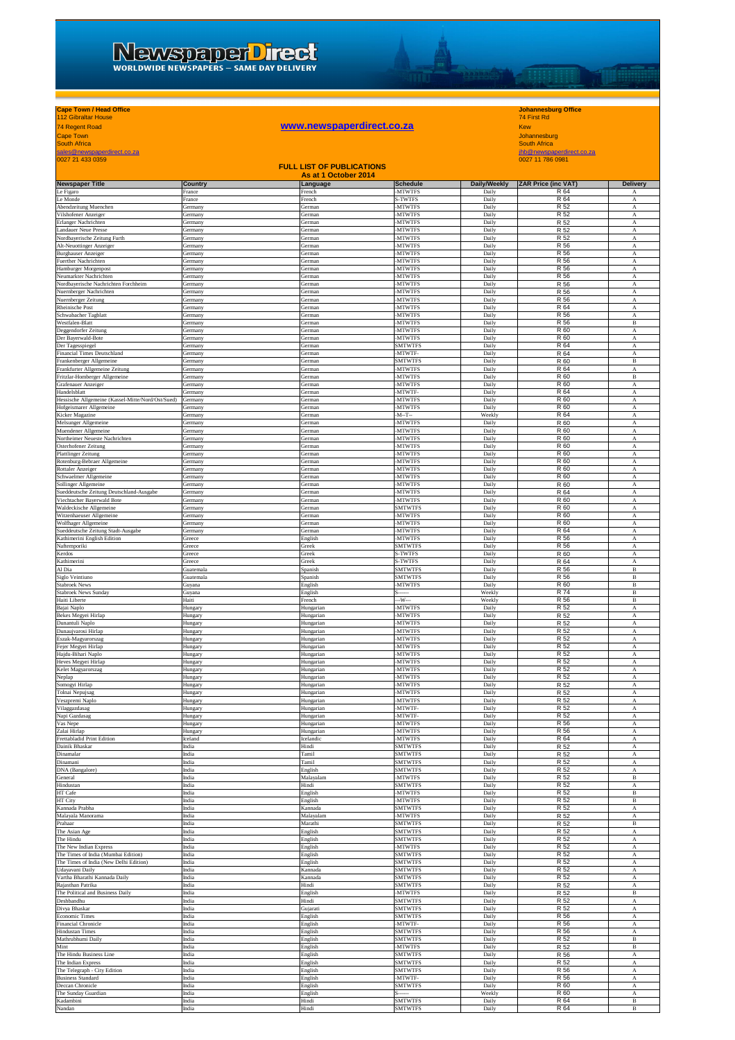**NewspaperDirect**
**WORLDWIDE NEWSPAPERS – SAME DAY DELIVERY**

**Cape Town / Head Office**
112 Gibraltar House
74 Regent Road
Cape Town
South Africa
sales@newspaperdirect.co.za
0027 21 433 0359

**www.newspaperdirect.co.za**

**Johannesburg Office**
74 First Rd
Kew
Johannesburg
South Africa
jhb@newspaperdirect.co.za
0027 11 786 0981

**FULL LIST OF PUBLICATIONS**
**As at 1 October 2014**

| Newspaper Title | Country | Language | Schedule | Daily/Weekly | ZAR Price (inc VAT) | Delivery |
|---|---|---|---|---|---|---|
| Le Figaro | France | French | -MTWTFS | Daily | R 64 | A |
| Le Monde | France | French | S-TWTFS | Daily | R 64 | A |
| Abendzeitung Muenchen | Germany | German | -MTWTFS | Daily | R 52 | A |
| Vilshofener Anzeiger | Germany | German | -MTWTFS | Daily | R 52 | A |
| Erlanger Nachrichten | Germany | German | -MTWTFS | Daily | R 52 | A |
| Landauer Neue Presse | Germany | German | -MTWTFS | Daily | R 52 | A |
| Nordbayerische Zeitung Furth | Germany | German | -MTWTFS | Daily | R 52 | A |
| Alt-Neuottinger Anzeiger | Germany | German | -MTWTFS | Daily | R 56 | A |
| Burghauser Anzeiger | Germany | German | -MTWTFS | Daily | R 56 | A |
| Fuerther Nachrichten | Germany | German | -MTWTFS | Daily | R 56 | A |
| Hamburger Morgenpost | Germany | German | -MTWTFS | Daily | R 56 | A |
| Neumarkter Nachrichten | Germany | German | -MTWTFS | Daily | R 56 | A |
| Nordbayerische Nachrichten Forchheim | Germany | German | -MTWTFS | Daily | R 56 | A |
| Nuernberger Nachrichten | Germany | German | -MTWTFS | Daily | R 56 | A |
| Nuernberger Zeitung | Germany | German | -MTWTFS | Daily | R 56 | A |
| Rheinische Post | Germany | German | -MTWTFS | Daily | R 64 | A |
| Schwabacher Tagblatt | Germany | German | -MTWTFS | Daily | R 56 | A |
| Westfalen-Blatt | Germany | German | -MTWTFS | Daily | R 56 | B |
| Deggendorfer Zeitung | Germany | German | -MTWTFS | Daily | R 60 | A |
| Der Bayerwald-Bote | Germany | German | -MTWTFS | Daily | R 60 | A |
| Der Tagesspiegel | Germany | German | SMTWTFS | Daily | R 64 | A |
| Financial Times Deutschland | Germany | German | -MTWTF- | Daily | R 64 | A |
| Frankenberger Allgemeine | Germany | German | SMTWTFS | Daily | R 60 | B |
| Frankfurter Allgemeine Zeitung | Germany | German | -MTWTFS | Daily | R 64 | A |
| Fritzlar-Homberger Allgemeine | Germany | German | -MTWTFS | Daily | R 60 | B |
| Grafenauer Anzeiger | Germany | German | -MTWTFS | Daily | R 60 | A |
| Handelsblatt | Germany | German | -MTWTF- | Daily | R 64 | A |
| Hessische Allgemeine (Kassel-Mitte/Nord/Ost/Sued) | Germany | German | -MTWTFS | Daily | R 60 | A |
| Hofgeismarer Allgemeine | Germany | German | -MTWTFS | Daily | R 60 | A |
| Kicker Magazine | Germany | German | -M--T-- | Weekly | R 64 | A |
| Melsunger Allgemeine | Germany | German | -MTWTFS | Daily | R 60 | A |
| Muendener Allgemeine | Germany | German | -MTWTFS | Daily | R 60 | A |
| Northeimer Neueste Nachrichten | Germany | German | -MTWTFS | Daily | R 60 | A |
| Osterhofener Zeitung | Germany | German | -MTWTFS | Daily | R 60 | A |
| Plattlinger Zeitung | Germany | German | -MTWTFS | Daily | R 60 | A |
| Rotenburg-Bebraer Allgemeine | Germany | German | -MTWTFS | Daily | R 60 | A |
| Rottaler Anzeiger | Germany | German | -MTWTFS | Daily | R 60 | A |
| Schwaelmer Allgemeine | Germany | German | -MTWTFS | Daily | R 60 | A |
| Sollinger Allgemeine | Germany | German | -MTWTFS | Daily | R 60 | A |
| Sueddeutsche Zeitung Deutschland-Ausgabe | Germany | German | -MTWTFS | Daily | R 64 | A |
| Viechtacher Bayerwald Bote | Germany | German | -MTWTFS | Daily | R 60 | A |
| Waldeckische Allgemeine | Germany | German | SMTWTFS | Daily | R 60 | A |
| Witzenhaeuser Allgemeine | Germany | German | -MTWTFS | Daily | R 60 | A |
| Wolfhager Allgemeine | Germany | German | -MTWTFS | Daily | R 60 | A |
| Sueddeutsche Zeitung Stadt-Ausgabe | Germany | German | -MTWTFS | Daily | R 64 | A |
| Kathimerini English Edition | Greece | English | -MTWTFS | Daily | R 56 | A |
| Naftemporiki | Greece | Greek | SMTWTFS | Daily | R 56 | A |
| Kerdos | Greece | Greek | S-TWTFS | Daily | R 60 | A |
| Kathimerini | Greece | Greek | S-TWTFS | Daily | R 64 | A |
| Al Dia | Guatemala | Spanish | SMTWTFS | Daily | R 56 | B |
| Siglo Veintiuno | Guatemala | Spanish | SMTWTFS | Daily | R 56 | B |
| Stabroek News | Guyana | English | -MTWTFS | Daily | R 60 | B |
| Stabroek News Sunday | Guyana | English | S------ | Weekly | R 74 | B |
| Haiti Liberte | Haiti | French | ---W--- | Weekly | R 56 | B |
| Bajai Naplo | Hungary | Hungarian | -MTWTFS | Daily | R 52 | A |
| Bekes Megyei Hirlap | Hungary | Hungarian | -MTWTFS | Daily | R 52 | A |
| Dunantuli Naplo | Hungary | Hungarian | -MTWTFS | Daily | R 52 | A |
| Dunaujvarosi Hirlap | Hungary | Hungarian | -MTWTFS | Daily | R 52 | A |
| Eszak-Magyarorszag | Hungary | Hungarian | -MTWTFS | Daily | R 52 | A |
| Fejer Megyei Hirlap | Hungary | Hungarian | -MTWTFS | Daily | R 52 | A |
| Hajdu-Bihari Naplo | Hungary | Hungarian | -MTWTFS | Daily | R 52 | A |
| Heves Megyei Hirlap | Hungary | Hungarian | -MTWTFS | Daily | R 52 | A |
| Kelet Magyarorszag | Hungary | Hungarian | -MTWTFS | Daily | R 52 | A |
| Neplap | Hungary | Hungarian | -MTWTFS | Daily | R 52 | A |
| Somogyi Hirlap | Hungary | Hungarian | -MTWTFS | Daily | R 52 | A |
| Tolnai Nepujsag | Hungary | Hungarian | -MTWTFS | Daily | R 52 | A |
| Veszpremi Naplo | Hungary | Hungarian | -MTWTFS | Daily | R 52 | A |
| Vilaggazdasag | Hungary | Hungarian | -MTWTF- | Daily | R 52 | A |
| Napi Gazdasag | Hungary | Hungarian | -MTWTF- | Daily | R 52 | A |
| Vas Nepe | Hungary | Hungarian | -MTWTFS | Daily | R 56 | A |
| Zalai Hirlap | Hungary | Hungarian | -MTWTFS | Daily | R 56 | A |
| Frettabladid Print Edition | Iceland | Icelandic | -MTWTFS | Daily | R 64 | A |
| Dainik Bhaskar | India | Hindi | SMTWTFS | Daily | R 52 | A |
| Dinamalar | India | Tamil | SMTWTFS | Daily | R 52 | A |
| Dinamani | India | Tamil | SMTWTFS | Daily | R 52 | A |
| DNA (Bangalore) | India | English | SMTWTFS | Daily | R 52 | A |
| General | India | Malayalam | -MTWTFS | Daily | R 52 | B |
| Hindustan | India | Hindi | SMTWTFS | Daily | R 52 | A |
| HT Cafe | India | English | -MTWTFS | Daily | R 52 | B |
| HT City | India | English | -MTWTFS | Daily | R 52 | B |
| Kannada Prabha | India | Kannada | SMTWTFS | Daily | R 52 | A |
| Malayala Manorama | India | Malayalam | -MTWTFS | Daily | R 52 | A |
| Prahaar | India | Marathi | SMTWTFS | Daily | R 52 | B |
| The Asian Age | India | English | SMTWTFS | Daily | R 52 | A |
| The Hindu | India | English | SMTWTFS | Daily | R 52 | A |
| The New Indian Express | India | English | -MTWTFS | Daily | R 52 | A |
| The Times of India (Mumbai Edition) | India | English | SMTWTFS | Daily | R 52 | A |
| The Times of India (New Delhi Edition) | India | English | SMTWTFS | Daily | R 52 | A |
| Udayavani Daily | India | Kannada | SMTWTFS | Daily | R 52 | A |
| Vartha Bharathi Kannada Daily | India | Kannada | SMTWTFS | Daily | R 52 | A |
| Rajasthan Patrika | India | Hindi | SMTWTFS | Daily | R 52 | A |
| The Political and Business Daily | India | English | -MTWTFS | Daily | R 52 | B |
| Deshbandhu | India | Hindi | SMTWTFS | Daily | R 52 | A |
| Divya Bhaskar | India | Gujarati | SMTWTFS | Daily | R 52 | A |
| Economic Times | India | English | SMTWTFS | Daily | R 56 | A |
| Financial Chronicle | India | English | -MTWTF- | Daily | R 56 | A |
| Hindustan Times | India | English | SMTWTFS | Daily | R 56 | A |
| Mathrubhumi Daily | India | English | SMTWTFS | Daily | R 52 | B |
| Mint | India | English | -MTWTFS | Daily | R 52 | B |
| The Hindu Business Line | India | English | SMTWTFS | Daily | R 56 | A |
| The Indian Express | India | English | SMTWTFS | Daily | R 52 | A |
| The Telegraph - City Edition | India | English | SMTWTFS | Daily | R 56 | A |
| Business Standard | India | English | -MTWTF- | Daily | R 56 | A |
| Deccan Chronicle | India | English | SMTWTFS | Daily | R 60 | A |
| The Sunday Guardian | India | English | S------ | Weekly | R 60 | A |
| Kadambini | India | Hindi | SMTWTFS | Daily | R 64 | B |
| Nandan | India | Hindi | SMTWTFS | Daily | R 64 | B |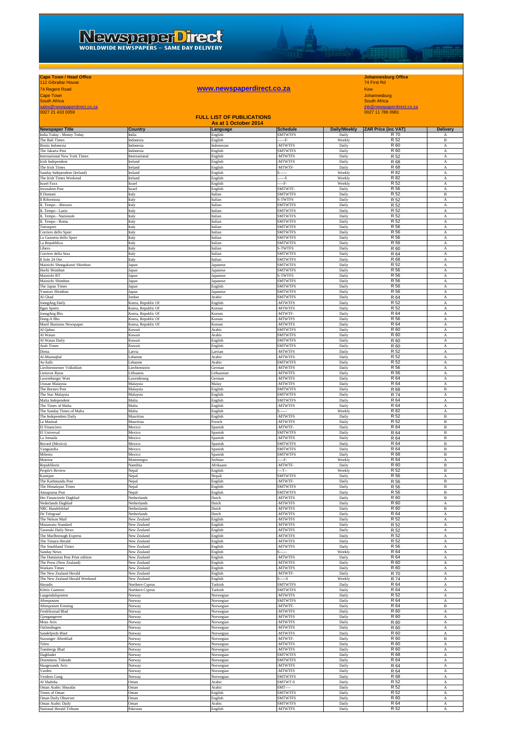**NewspaperDirect**
**WORLDWIDE NEWSPAPERS – SAME DAY DELIVERY**

**Cape Town / Head Office**
112 Gibraltar House
74 Regent Road
Cape Town
South Africa
sales@newspaperdirect.co.za
0027 21 433 0359

**www.newspaperdirect.co.za**

**Johannesburg Office**
74 First Rd
Kew
Johannesburg
South Africa
jhb@newspaperdirect.co.za
0027 11 786 0981

## FULL LIST OF PUBLICATIONS
### As at 1 October 2014

| Newspaper Title | Country | Language | Schedule | Daily/Weekly | ZAR Price (inc VAT) | Delivery |
|---|---|---|---|---|---|---|
| India Today - Money Today | India | English | SMTWTFS | Daily | R 70 | A |
| The Bali Times | Indonesia | English | -----F- | Weekly | R 52 | B |
| Bisnis Indonesia | Indonesia | Indonesian | -MTWTFS | Daily | R 60 | A |
| The Jakarta Post | Indonesia | English | SMTWTFS | Daily | R 60 | A |
| International New York Times | International | English | -MTWTFS | Daily | R 52 | A |
| Irish Independent | Ireland | English | -MTWTFS | Daily | R 68 | A |
| The Irish Times | Ireland | English | -MTWTF- | Daily | R 68 | A |
| Sunday Independent (Ireland) | Ireland | English | S------ | Weekly | R 82 | A |
| The Irish Times Weekend | Ireland | English | ------S | Weekly | R 82 | A |
| Israel Faxx | Israel | English | -----F- | Weekly | R 52 | A |
| Jerusalem Post | Israel | English | SMTWTF- | Daily | R 56 | A |
| Il Domani | Italy | Italian | SMTWTFS | Daily | R 52 | B |
| Il Riformista | Italy | Italian | S-TWTFS | Daily | R 52 | A |
| IL Tempo - Abruzzo | Italy | Italian | SMTWTFS | Daily | R 52 | A |
| IL Tempo - Lazio | Italy | Italian | SMTWTFS | Daily | R 52 | A |
| IL Tempo - Nazionale | Italy | Italian | SMTWTFS | Daily | R 52 | A |
| IL Tempo - Roma | Italy | Italian | SMTWTFS | Daily | R 52 | A |
| Tuttosport | Italy | Italian | SMTWTFS | Daily | R 56 | A |
| Corriere dello Sport | Italy | Italian | SMTWTFS | Daily | R 56 | A |
| La Gazzetta dello Sport | Italy | Italian | SMTWTFS | Daily | R 56 | A |
| La Repubblica | Italy | Italian | SMTWTFS | Daily | R 56 | A |
| Libero | Italy | Italian | S-TWTFS | Daily | R 60 | A |
| Corriere della Sera | Italy | Italian | SMTWTFS | Daily | R 64 | A |
| Il Sole 24 Ore | Italy | Italian | SMTWTFS | Daily | R 68 | A |
| Mainichi Shougakusei Shimbun | Japan | Japanese | SMTWTFS | Daily | R 52 | A |
| Hochi Shimbun | Japan | Japanese | SMTWTFS | Daily | R 56 | A |
| Mainichi RT | Japan | Japanese | S-TWTFS | Daily | R 56 | A |
| Mainichi Shimbun | Japan | Japanese | SMTWTFS | Daily | R 56 | A |
| The Japan Times | Japan | English | SMTWTFS | Daily | R 56 | A |
| Yomiuri Shimbun | Japan | Japanese | SMTWTFS | Daily | R 56 | A |
| Al Ghad | Jordan | Arabic | SMTWTFS | Daily | R 64 | A |
| JoongAng Daily | Korea, Republic Of | English | -MTWTFS | Daily | R 52 | A |
| Ilgan Sports | Korea, Republic Of | Korean | -MTWTFS | Daily | R 52 | A |
| JoongAng Ilbo | Korea, Republic Of | Korean | -MTWTF- | Daily | R 64 | A |
| Dong-A Ilbo | Korea, Republic Of | Korean | -MTWTFS | Daily | R 56 | A |
| Maeil Business Newspaper | Korea, Republic Of | Korean | -MTWTFS | Daily | R 64 | A |
| Al Qabas | Kuwait | Arabic | SMTWTFS | Daily | R 60 | A |
| Al Watan | Kuwait | Arabic | SMTWTFS | Daily | R 60 | A |
| Al Watan Daily | Kuwait | English | SMTWTFS | Daily | R 60 | A |
| Arab Times | Kuwait | English | SMTWTFS | Daily | R 60 | A |
| Diena | Latvia | Latvian | -MTWTFS | Daily | R 52 | A |
| Al-Mustaqbal | Lebanon | Arabic | -MTWTFS | Daily | R 52 | A |
| As-Safir | Lebanon | Arabic | SMTWTFS | Daily | R 52 | A |
| Liechtensteiner Volksblatt | Liechtenstein | German | -MTWTFS | Daily | R 56 | A |
| Lietuvos Rytas | Lithuania | Lithuanian | -MTWTFS | Daily | R 56 | A |
| Luxemburger Wort | Luxembourg | German | -MTWTFS | Daily | R 64 | A |
| Utusan Malaysia | Malaysia | Malay | -MTWTFS | Daily | R 64 | A |
| The Borneo Post | Malaysia | English | SMTWTFS | Daily | R 68 | B |
| The Star Malaysia | Malaysia | English | SMTWTFS | Daily | R 74 | A |
| Malta Independent | Malta | English | SMTWTFS | Daily | R 64 | A |
| The Times of Malta | Malta | English | -MTWTFS | Daily | R 64 | A |
| The Sunday Times of Malta | Malta | English | S------ | Weekly | R 82 | A |
| The Independent Daily | Mauritius | English | -MTWTFS | Daily | R 52 | B |
| Le Matinal | Mauritius | French | -MTWTFS | Daily | R 52 | B |
| El Financiero | Mexico | Spanish | -MTWTF- | Daily | R 64 | B |
| El Universal | Mexico | Spanish | SMTWTFS | Daily | R 64 | B |
| La Jornada | Mexico | Spanish | -MTWTFS | Daily | R 64 | B |
| Record (Mexico) | Mexico | Spanish | SMTWTFS | Daily | R 64 | B |
| Vanguardia | Mexico | Spanish | SMTWTFS | Daily | R 64 | B |
| Milenio | Mexico | Spanish | SMTWTFS | Daily | R 68 | B |
| Monitor | Montenegro | Serbian | -----F- | Weekly | R 64 | A |
| Republikein | Namibia | Afrikaans | -MTWTF- | Daily | R 60 | B |
| People's Review | Nepal | English | ----T-- | Weekly | R 52 | B |
| Kantipur | Nepal | Nepali | SMTWTFS | Daily | R 56 | A |
| The Kathmandu Post | Nepal | English | -MTWTF- | Daily | R 56 | B |
| The Himalayan Times | Nepal | English | SMTWTFS | Daily | R 56 | B |
| Annapurna Post | Nepal | English | SMTWTFS | Daily | R 56 | B |
| Het Financieele Dagblad | Netherlands | Dutch | -MTWTFS | Daily | R 60 | B |
| Nederlands Dagblad | Netherlands | Dutch | -MTWTFS | Daily | R 60 | A |
| NRC Handelsblad | Netherlands | Dutch | -MTWTFS | Daily | R 60 | B |
| De Telegraaf | Netherlands | Dutch | -MTWTFS | Daily | R 64 | A |
| The Nelson Mail | New Zealand | English | -MTWTFS | Daily | R 52 | A |
| Manawatu Standard | New Zealand | English | -MTWTFS | Daily | R 52 | A |
| Taranaki Daily News | New Zealand | English | -MTWTFS | Daily | R 52 | A |
| The Marlborough Express | New Zealand | English | -MTWTFS | Daily | R 52 | A |
| The Timaru Herald | New Zealand | English | -MTWTFS | Daily | R 52 | A |
| The Southland Times | New Zealand | English | -MTWTFS | Daily | R 56 | A |
| Sunday News | New Zealand | English | S------ | Weekly | R 64 | A |
| The Dominion Post Print edition | New Zealand | English | -MTWTFS | Daily | R 64 | A |
| The Press (New Zealand) | New Zealand | English | -MTWTFS | Daily | R 60 | A |
| Waikato Times | New Zealand | English | -MTWTFS | Daily | R 60 | A |
| The New Zealand Herald | New Zealand | English | -MTWTF- | Daily | R 70 | A |
| The New Zealand Herald Weekend | New Zealand | English | S-----S | Weekly | R 74 | A |
| Havadis | Northern Cyprus | Turkish | SMTWTFS | Daily | R 64 | A |
| Kibris Gazetesi | Northern Cyprus | Turkish | SMTWTFS | Daily | R 64 | A |
| Laagendalsposten | Norway | Norwegian | -MTWTFS | Daily | R 52 | A |
| Aftenposten | Norway | Norwegian | SMTWTFS | Daily | R 64 | A |
| Aftenposten Evening | Norway | Norwegian | -MTWTF- | Daily | R 64 | B |
| Fredriksstad Blad | Norway | Norwegian | -MTWTFS | Daily | R 60 | A |
| Gjengangeren | Norway | Norwegian | -MTWTFS | Daily | R 60 | A |
| Moss Avis | Norway | Norwegian | -MTWTFS | Daily | R 60 | A |
| Ostlendingen | Norway | Norwegian | -MTWTFS | Daily | R 60 | A |
| Sandefjords Blad | Norway | Norwegian | -MTWTFS | Daily | R 60 | A |
| Stavanger Aftenblad | Norway | Norwegian | -MTWTF- | Daily | R 60 | B |
| Telen | Norway | Norwegian | -MTWTFS | Daily | R 60 | A |
| Tonsbergs Blad | Norway | Norwegian | -MTWTFS | Daily | R 60 | A |
| Dagbladet | Norway | Norwegian | SMTWTFS | Daily | R 68 | A |
| Drammens Tidende | Norway | Norwegian | SMTWTFS | Daily | R 64 | A |
| Haugesunds Avis | Norway | Norwegian | -MTWTFS | Daily | R 64 | A |
| Varden | Norway | Norwegian | -MTWTFS | Daily | R 64 | A |
| Verdens Gang | Norway | Norwegian | SMTWTFS | Daily | R 68 | A |
| Al Shabiba | Oman | Arabic | SMTWT-S | Daily | R 52 | A |
| Oman Arabic Shurafat | Oman | Arabic | SMT---- | Daily | R 52 | A |
| Times of Oman | Oman | English | SMTWTFS | Daily | R 52 | A |
| Oman Daily Observer | Oman | English | SMTWTFS | Daily | R 60 | A |
| Oman Arabic Daily | Oman | Arabic | SMTWTFS | Daily | R 64 | A |
| National Herald Tribune | Pakistan | English | -MTWTFS | Daily | R 52 | A |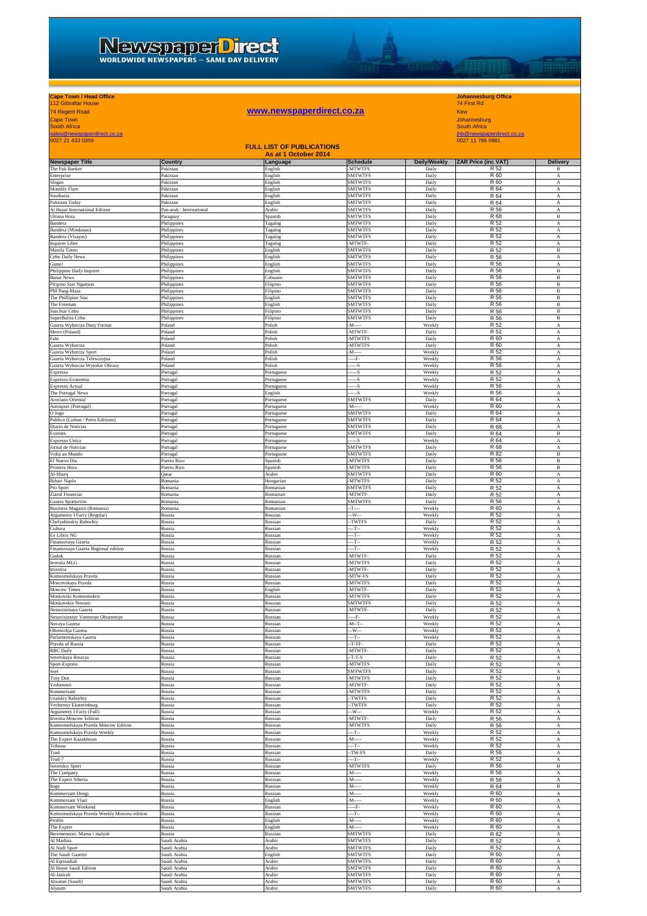**NewspaperDirect**
**WORLDWIDE NEWSPAPERS – SAME DAY DELIVERY**

**Cape Town / Head Office**
112 Gibraltar House
74 Regent Road
Cape Town
South Africa
sales@newspaperdirect.co.za
0027 21 433 0359

**www.newspaperdirect.co.za**

**Johannesburg Office**
74 First Rd
Kew
Johannesburg
South Africa
jhb@newspaperdirect.co.za
0027 11 786 0981

## FULL LIST OF PUBLICATIONS
### As at 1 October 2014

| Newspaper Title | Country | Language | Schedule | Daily/Weekly | ZAR Price (inc VAT) | Delivery |
|---|---|---|---|---|---|---|
| The Pak Banker | Pakistan | English | -MTWTFS | Daily | R 52 | B |
| Enterprise | Pakistan | English | SMTWTFS | Daily | R 60 | A |
| Slogan | Pakistan | English | SMTWTFS | Daily | R 60 | A |
| Monthly Flare | Pakistan | English | SMTWTFS | Daily | R 64 | A |
| Southasia | Pakistan | English | SMTWTFS | Daily | R 64 | A |
| Pakistan Today | Pakistan | English | SMTWTFS | Daily | R 64 | A |
| Al Hayat International Edition | Pan-arab / International | Arabic | SMTWTFS | Daily | R 56 | A |
| Ultima Hora | Paraguay | Spanish | SMTWTFS | Daily | R 68 | B |
| Bandera | Philippines | Tagalog | SMTWTFS | Daily | R 52 | A |
| Bandera (Mindanao) | Philippines | Tagalog | SMTWTFS | Daily | R 52 | A |
| Bandera (Visayas) | Philippines | Tagalog | SMTWTFS | Daily | R 52 | A |
| Inquirer Libre | Philippines | Tagalog | -MTWTF- | Daily | R 52 | A |
| Manila Times | Philippines | English | SMTWTFS | Daily | R 52 | B |
| Cebu Daily News | Philippines | English | SMTWTFS | Daily | R 56 | A |
| Game! | Philippines | English | SMTWTFS | Daily | R 56 | A |
| Philippine Daily Inquirer | Philippines | English | SMTWTFS | Daily | R 56 | B |
| Banat News | Philippines | Cebuano | SMTWTFS | Daily | R 56 | B |
| Pilipino Star Ngayon | Philippines | Filipino | SMTWTFS | Daily | R 56 | B |
| PM Pang-Masa | Philippines | Filipino | SMTWTFS | Daily | R 56 | B |
| The Phillipine Star | Philippines | English | SMTWTFS | Daily | R 56 | B |
| The Freeman | Philippines | English | SMTWTFS | Daily | R 56 | B |
| Sun.Star Cebu | Philippines | Filipino | SMTWTFS | Daily | R 56 | B |
| SuperBalita Cebu | Philippines | Filipino | SMTWTFS | Daily | R 56 | B |
| Gazeta Wyborcza Duzy Format | Poland | Polish | -M----- | Weekly | R 52 | A |
| Metro (Poland) | Poland | Polish | -MTWTF- | Daily | R 52 | A |
| Fakt | Poland | Polish | -MTWTFS | Daily | R 60 | A |
| Gazeta Wyborcza | Poland | Polish | -MTWTFS | Daily | R 60 | A |
| Gazeta Wyborcza Sport | Poland | Polish | -M----- | Weekly | R 52 | A |
| Gazeta Wyborcza Telewizyjna | Poland | Polish | -----F- | Weekly | R 56 | A |
| Gazeta Wyborcza Wysokie Obcasy | Poland | Polish | ------S | Weekly | R 56 | A |
| Expresso | Portugal | Portuguese | ------S | Weekly | R 52 | A |
| Expresso Economia | Portugal | Portuguese | ------S | Weekly | R 52 | A |
| Expresso Actual | Portugal | Portuguese | ------S | Weekly | R 56 | A |
| The Portugal News | Portugal | English | ------S | Weekly | R 56 | A |
| Acoriano Oriental | Portugal | Portuguese | SMTWTFS | Daily | R 64 | A |
| Autosport (Portugal) | Portugal | Portuguese | -M----- | Weekly | R 60 | A |
| O Jogo | Portugal | Portuguese | SMTWTFS | Daily | R 64 | A |
| Publico (Lisbon / Porto Editions) | Portugal | Portuguese | SMTWTFS | Daily | R 64 | A |
| Diario de Noticias | Portugal | Portuguese | SMTWTFS | Daily | R 68 | A |
| Evasoes | Portugal | Portuguese | SMTWTFS | Daily | R 64 | B |
| Expresso Unica | Portugal | Portuguese | ------S | Weekly | R 64 | A |
| Jornal de Noticias | Portugal | Portuguese | SMTWTFS | Daily | R 68 | A |
| Volta ao Mundo | Portugal | Portuguese | SMTWTFS | Daily | R 82 | B |
| El Nuevo Dia | Puerto Rico | Spanish | -MTWTFS | Daily | R 56 | B |
| Primera Hora | Puerto Rico | Spanish | -MTWTFS | Daily | R 56 | B |
| Al-Sharq | Qatar | Arabic | SMTWTFS | Daily | R 60 | A |
| Bihari Naplo | Romania | Hungarian | -MTWTFS | Daily | R 52 | A |
| Pro Sport | Romania | Romanian | SMTWTFS | Daily | R 52 | A |
| Ziarul Financiar | Romania | Romanian | -MTWTF- | Daily | R 52 | A |
| Gazeta Sporturilor | Romania | Romanian | SMTWTFS | Daily | R 56 | A |
| Business Magazin (Romania) | Romania | Romanian | --T---- | Weekly | R 60 | A |
| Argumenty I Facty (Regular) | Russia | Russian | ---W--- | Weekly | R 52 | A |
| Chelyabinskiy Rabochiy | Russia | Russian | --TWTFS | Daily | R 52 | A |
| Cultura | Russia | Russian | ----T-- | Weekly | R 52 | A |
| Ex Libris NG | Russia | Russian | ----T-- | Weekly | R 52 | A |
| Finansovaya Gazeta | Russia | Russian | ----T-- | Weekly | R 52 | A |
| Finansovaya Gazeta Regional edition | Russia | Russian | ----T-- | Weekly | R 52 | A |
| Gudok | Russia | Russian | -MTWTF- | Daily | R 52 | A |
| Izvestia MLG | Russia | Russian | -MTWTFS | Daily | R 52 | A |
| Izvestiia | Russia | Russian | -MTWTF- | Daily | R 52 | A |
| Komsomolskaya Pravda | Russia | Russian | -MTW-FS | Daily | R 52 | A |
| Moscovskaya Pravda | Russia | Russian | -MTWTFS | Daily | R 52 | A |
| Moscow Times | Russia | English | -MTWTF- | Daily | R 52 | A |
| Moskovski Komsomolets | Russia | Russian | -MTWTFS | Daily | R 52 | A |
| Moskovskie Novosti | Russia | Russian | SMTWTFS | Daily | R 52 | A |
| Nezavisimaya Gazeta | Russia | Russian | -MTWTF- | Daily | R 52 | A |
| Nezavisimoye Voennoye Obozreniye | Russia | Russian | -----F- | Weekly | R 52 | A |
| Novaya Gazeta | Russia | Russian | -M--T-- | Weekly | R 52 | A |
| Ohotnichja Gazeta | Russia | Russian | ---W--- | Weekly | R 52 | A |
| Parlamentskaya Gazeta | Russia | Russian | ----T-- | Weekly | R 52 | A |
| Pravda of Russia | Russia | Russian | --T-TF- | Daily | R 52 | A |
| RBC Daily | Russia | Russian | -MTWTF- | Daily | R 52 | A |
| Sovetskaya Rossiya | Russia | Russian | --T-T-S | Daily | R 52 | A |
| Sport-Express | Russia | Russian | -MTWTFS | Daily | R 52 | A |
| Svet | Russia | Russian | SMTWTFS | Daily | R 52 | A |
| Tvoy Den | Russia | Russian | -MTWTFS | Daily | R 52 | B |
| Vedomosti | Russia | Russian | -MTWTF- | Daily | R 52 | A |
| Kommersant | Russia | Russian | -MTWTFS | Daily | R 52 | A |
| Uralskiy Rabochiy | Russia | Russian | --TWTFS | Daily | R 52 | A |
| Vecherniy Ekaterinburg | Russia | Russian | --TWTFS | Daily | R 52 | A |
| Argumenty I Facty (Full) | Russia | Russian | ---W--- | Weekly | R 52 | A |
| Izvestia Moscow Edition | Russia | Russian | -MTWTF- | Daily | R 56 | A |
| Komsomolskaya Pravda Moscow Edition | Russia | Russian | -MTWTFS | Daily | R 56 | A |
| Komsomolskaya Pravda Weekly | Russia | Russian | ----T-- | Weekly | R 52 | A |
| The Expert Kazakhstan | Russia | Russian | -M----- | Weekly | R 52 | A |
| Tribuna | Russia | Russian | ----T-- | Weekly | R 52 | A |
| Trud | Russia | Russian | --TW-FS | Daily | R 56 | A |
| Trud-7 | Russia | Russian | ----T-- | Weekly | R 52 | A |
| Sovetskiy Sport | Russia | Russian | -MTWTFS | Daily | R 56 | B |
| The Company | Russia | Russian | -M----- | Weekly | R 56 | A |
| The Expert Siberia | Russia | Russian | -M----- | Weekly | R 56 | A |
| Itogy | Russia | Russian | -M----- | Weekly | R 64 | B |
| Kommersant Dengi | Russia | Russian | -M----- | Weekly | R 60 | A |
| Kommersant Vlast | Russia | English | -M----- | Weekly | R 60 | A |
| Kommersant Weekend | Russia | Russian | -----F- | Weekly | R 60 | A |
| Komsomolskaya Pravda Weekly Moscow edition | Russia | Russian | ----T-- | Weekly | R 60 | A |
| Profile | Russia | English | -M----- | Weekly | R 60 | A |
| The Expert | Russia | English | -M----- | Weekly | R 60 | A |
| Beremennost. Mama i malysh | Russia | Russian | SMTWTFS | Daily | R 82 | A |
| Al Madina | Saudi Arabia | Arabic | SMTWTFS | Daily | R 52 | A |
| Al Nadi Sport | Saudi Arabia | Arabic | SMTWTFS | Daily | R 52 | A |
| The Saudi Gazette | Saudi Arabia | English | SMTWTFS | Daily | R 60 | A |
| Al Eqtisadiah | Saudi Arabia | Arabic | SMTWTFS | Daily | R 60 | A |
| Al Hayat Saudi Edition | Saudi Arabia | Arabic | SMTWTFS | Daily | R 60 | A |
| Al-Jazirah | Saudi Arabia | Arabic | SMTWTFS | Daily | R 60 | A |
| Alwatan (Saudi) | Saudi Arabia | Arabic | SMTWTFS | Daily | R 60 | A |
| Alyaum | Saudi Arabia | Arabic | SMTWTFS | Daily | R 60 | A |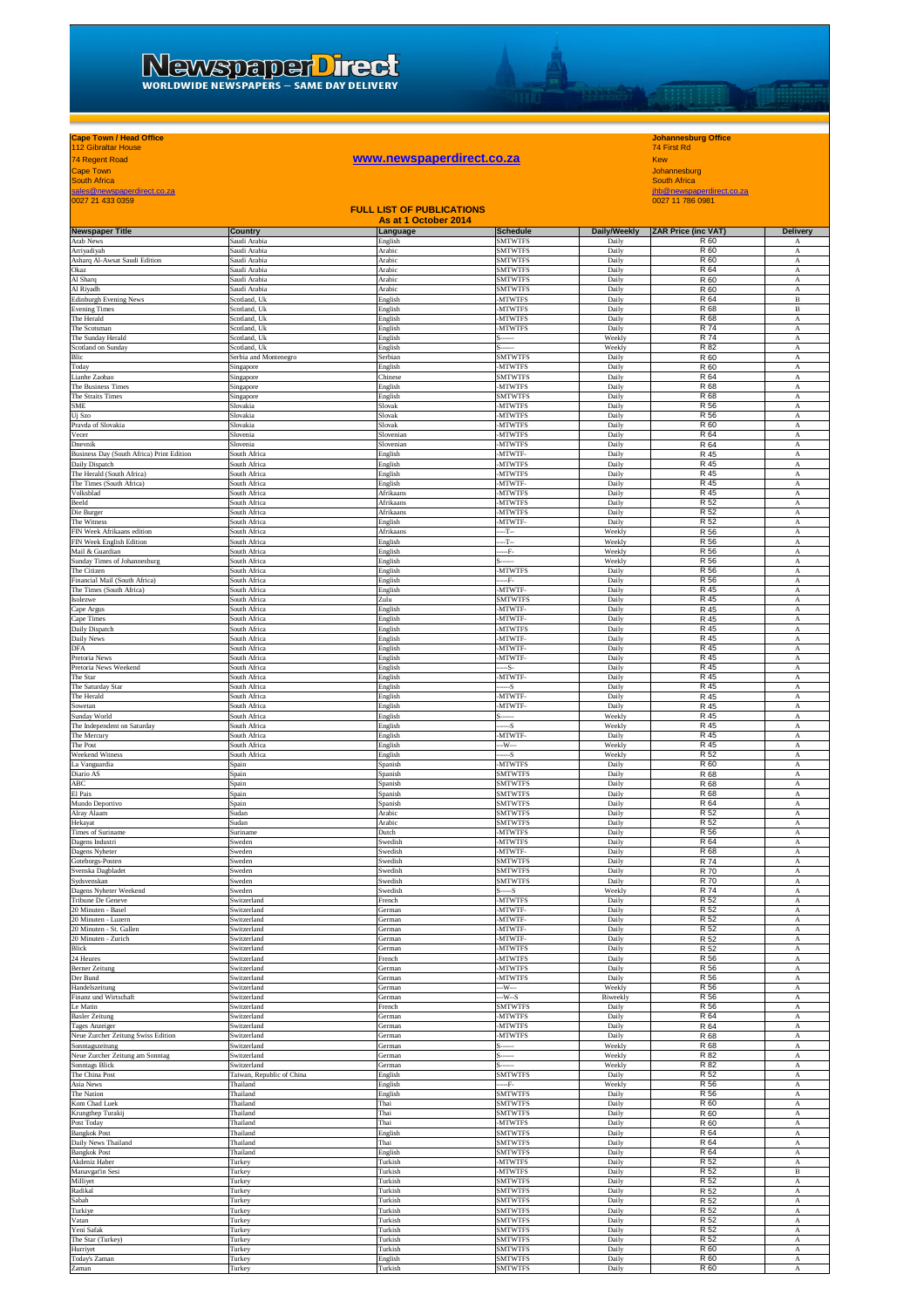# NewspaperDirect
WORLDWIDE NEWSPAPERS – SAME DAY DELIVERY

**Cape Town / Head Office**
112 Gibraltar House
74 Regent Road
Cape Town
South Africa
sales@newspaperdirect.co.za
0027 21 433 0359

**www.newspaperdirect.co.za**

**Johannesburg Office**
74 First Rd
Kew
Johannesburg
South Africa
jhb@newspaperdirect.co.za
0027 11 786 0981

## FULL LIST OF PUBLICATIONS
### As at 1 October 2014

| Newspaper Title | Country | Language | Schedule | Daily/Weekly | ZAR Price (inc VAT) | Delivery |
|---|---|---|---|---|---|---|
| Arab News | Saudi Arabia | English | SMTWTFS | Daily | R 60 | A |
| Arriyadiyah | Saudi Arabia | Arabic | SMTWTFS | Daily | R 60 | A |
| Asharq Al-Awsat Saudi Edition | Saudi Arabia | Arabic | SMTWTFS | Daily | R 60 | A |
| Okaz | Saudi Arabia | Arabic | SMTWTFS | Daily | R 64 | A |
| Al Sharq | Saudi Arabia | Arabic | SMTWTFS | Daily | R 60 | A |
| Al Riyadh | Saudi Arabia | Arabic | SMTWTFS | Daily | R 60 | A |
| Edinburgh Evening News | Scotland, Uk | English | -MTWTFS | Daily | R 64 | B |
| Evening Times | Scotland, Uk | English | -MTWTFS | Daily | R 68 | B |
| The Herald | Scotland, Uk | English | -MTWTFS | Daily | R 68 | A |
| The Scotsman | Scotland, Uk | English | -MTWTFS | Daily | R 74 | A |
| The Sunday Herald | Scotland, Uk | English | S------ | Weekly | R 74 | A |
| Scotland on Sunday | Scotland, Uk | English | S------ | Weekly | R 82 | A |
| Blic | Serbia and Montenegro | Serbian | SMTWTFS | Daily | R 60 | A |
| Today | Singapore | English | -MTWTFS | Daily | R 60 | A |
| Lianhe Zaobao | Singapore | Chinese | SMTWTFS | Daily | R 64 | A |
| The Business Times | Singapore | English | -MTWTFS | Daily | R 68 | A |
| The Straits Times | Singapore | English | SMTWTFS | Daily | R 68 | A |
| SME | Slovakia | Slovak | -MTWTFS | Daily | R 56 | A |
| Uj Szo | Slovakia | Slovak | -MTWTFS | Daily | R 56 | A |
| Pravda of Slovakia | Slovakia | Slovak | -MTWTFS | Daily | R 60 | A |
| Vecer | Slovenia | Slovenian | -MTWTFS | Daily | R 64 | A |
| Dnevnik | Slovenia | Slovenian | -MTWTFS | Daily | R 64 | A |
| Business Day (South Africa) Print Edition | South Africa | English | -MTWTF- | Daily | R 45 | A |
| Daily Dispatch | South Africa | English | -MTWTFS | Daily | R 45 | A |
| The Herald (South Africa) | South Africa | English | -MTWTFS | Daily | R 45 | A |
| The Times (South Africa) | South Africa | English | -MTWTF- | Daily | R 45 | A |
| Volksblad | South Africa | Afrikaans | -MTWTFS | Daily | R 45 | A |
| Beeld | South Africa | Afrikaans | -MTWTFS | Daily | R 52 | A |
| Die Burger | South Africa | Afrikaans | -MTWTFS | Daily | R 52 | A |
| The Witness | South Africa | English | -MTWTF- | Daily | R 52 | A |
| FIN Week Afrikaans edition | South Africa | Afrikaans | ----T-- | Weekly | R 56 | A |
| FIN Week English Edition | South Africa | English | ----T-- | Weekly | R 56 | A |
| Mail & Guardian | South Africa | English | -----F- | Weekly | R 56 | A |
| Sunday Times of Johannesburg | South Africa | English | S------ | Weekly | R 56 | A |
| The Citizen | South Africa | English | -MTWTFS | Daily | R 56 | A |
| Financial Mail (South Africa) | South Africa | English | -----F- | Daily | R 56 | A |
| The Times (South Africa) | South Africa | English | -MTWTF- | Daily | R 45 | A |
| Isolezwe | South Africa | Zulu | SMTWTFS | Daily | R 45 | A |
| Cape Argus | South Africa | English | -MTWTF- | Daily | R 45 | A |
| Cape Times | South Africa | English | -MTWTF- | Daily | R 45 | A |
| Daily Dispatch | South Africa | English | -MTWTFS | Daily | R 45 | A |
| Daily News | South Africa | English | -MTWTF- | Daily | R 45 | A |
| DFA | South Africa | English | -MTWTF- | Daily | R 45 | A |
| Pretoria News | South Africa | English | -MTWTF- | Daily | R 45 | A |
| Pretoria News Weekend | South Africa | English | -----S- | Daily | R 45 | A |
| The Star | South Africa | English | -MTWTF- | Daily | R 45 | A |
| The Saturday Star | South Africa | English | ------S | Daily | R 45 | A |
| The Herald | South Africa | English | -MTWTF- | Daily | R 45 | A |
| Sowetan | South Africa | English | -MTWTF- | Daily | R 45 | A |
| Sunday World | South Africa | English | S------ | Weekly | R 45 | A |
| The Independent on Saturday | South Africa | English | ------S | Weekly | R 45 | A |
| The Mercury | South Africa | English | -MTWTF- | Daily | R 45 | A |
| The Post | South Africa | English | ---W--- | Weekly | R 45 | A |
| Weekend Witness | South Africa | English | ------S | Weekly | R 52 | A |
| La Vanguardia | Spain | Spanish | -MTWTFS | Daily | R 60 | A |
| Diario AS | Spain | Spanish | SMTWTFS | Daily | R 68 | A |
| ABC | Spain | Spanish | SMTWTFS | Daily | R 68 | A |
| El Pais | Spain | Spanish | SMTWTFS | Daily | R 68 | A |
| Mundo Deportivo | Spain | Spanish | SMTWTFS | Daily | R 64 | A |
| Alray Alaam | Sudan | Arabic | SMTWTFS | Daily | R 52 | A |
| Hekayat | Sudan | Arabic | SMTWTFS | Daily | R 52 | A |
| Times of Suriname | Suriname | Dutch | -MTWTFS | Daily | R 56 | A |
| Dagens Industri | Sweden | Swedish | -MTWTFS | Daily | R 64 | A |
| Dagens Nyheter | Sweden | Swedish | -MTWTF- | Daily | R 68 | A |
| Goteborgs-Posten | Sweden | Swedish | SMTWTFS | Daily | R 74 | A |
| Svenska Dagbladet | Sweden | Swedish | SMTWTFS | Daily | R 70 | A |
| Sydsvenskan | Sweden | Swedish | SMTWTFS | Daily | R 70 | A |
| Dagens Nyheter Weekend | Sweden | Swedish | S-----S | Weekly | R 74 | A |
| Tribune De Geneve | Switzerland | French | -MTWTFS | Daily | R 52 | A |
| 20 Minuten - Basel | Switzerland | German | -MTWTF- | Daily | R 52 | A |
| 20 Minuten - Luzern | Switzerland | German | -MTWTF- | Daily | R 52 | A |
| 20 Minuten - St. Gallen | Switzerland | German | -MTWTF- | Daily | R 52 | A |
| 20 Minuten - Zurich | Switzerland | German | -MTWTF- | Daily | R 52 | A |
| Blick | Switzerland | German | -MTWTFS | Daily | R 52 | A |
| 24 Heures | Switzerland | French | -MTWTFS | Daily | R 56 | A |
| Berner Zeitung | Switzerland | German | -MTWTFS | Daily | R 56 | A |
| Der Bund | Switzerland | German | -MTWTFS | Daily | R 56 | A |
| Handelszeitung | Switzerland | German | ---W--- | Weekly | R 56 | A |
| Finanz und Wirtschaft | Switzerland | German | ---W--S | Biweekly | R 56 | A |
| Le Matin | Switzerland | French | SMTWTFS | Daily | R 56 | A |
| Basler Zeitung | Switzerland | German | -MTWTFS | Daily | R 64 | A |
| Tages Anzeiger | Switzerland | German | -MTWTFS | Daily | R 64 | A |
| Neue Zurcher Zeitung Swiss Edition | Switzerland | German | -MTWTFS | Daily | R 68 | A |
| Sonntagszeitung | Switzerland | German | S------ | Weekly | R 68 | A |
| Neue Zurcher Zeitung am Sonntag | Switzerland | German | S------ | Weekly | R 82 | A |
| Sonntags Blick | Switzerland | German | S------ | Weekly | R 82 | A |
| The China Post | Taiwan, Republic of China | English | SMTWTFS | Daily | R 52 | A |
| Asia News | Thailand | English | -----F- | Weekly | R 56 | A |
| The Nation | Thailand | English | SMTWTFS | Daily | R 56 | A |
| Kom Chad Luek | Thailand | Thai | SMTWTFS | Daily | R 60 | A |
| Krungthep Turakij | Thailand | Thai | SMTWTFS | Daily | R 60 | A |
| Post Today | Thailand | Thai | -MTWTFS | Daily | R 60 | A |
| Bangkok Post | Thailand | English | SMTWTFS | Daily | R 64 | A |
| Daily News Thailand | Thailand | Thai | SMTWTFS | Daily | R 64 | A |
| Bangkok Post | Thailand | English | SMTWTFS | Daily | R 64 | A |
| Akdeniz Haber | Turkey | Turkish | -MTWTFS | Daily | R 52 | A |
| Manavgat'in Sesi | Turkey | Turkish | -MTWTFS | Daily | R 52 | B |
| Milliyet | Turkey | Turkish | SMTWTFS | Daily | R 52 | A |
| Radikal | Turkey | Turkish | SMTWTFS | Daily | R 52 | A |
| Sabah | Turkey | Turkish | SMTWTFS | Daily | R 52 | A |
| Turkiye | Turkey | Turkish | SMTWTFS | Daily | R 52 | A |
| Vatan | Turkey | Turkish | SMTWTFS | Daily | R 52 | A |
| Yeni Safak | Turkey | Turkish | SMTWTFS | Daily | R 52 | A |
| The Star (Turkey) | Turkey | Turkish | SMTWTFS | Daily | R 52 | A |
| Hurriyet | Turkey | Turkish | SMTWTFS | Daily | R 60 | A |
| Today's Zaman | Turkey | English | SMTWTFS | Daily | R 60 | A |
| Zaman | Turkey | Turkish | SMTWTFS | Daily | R 60 | A |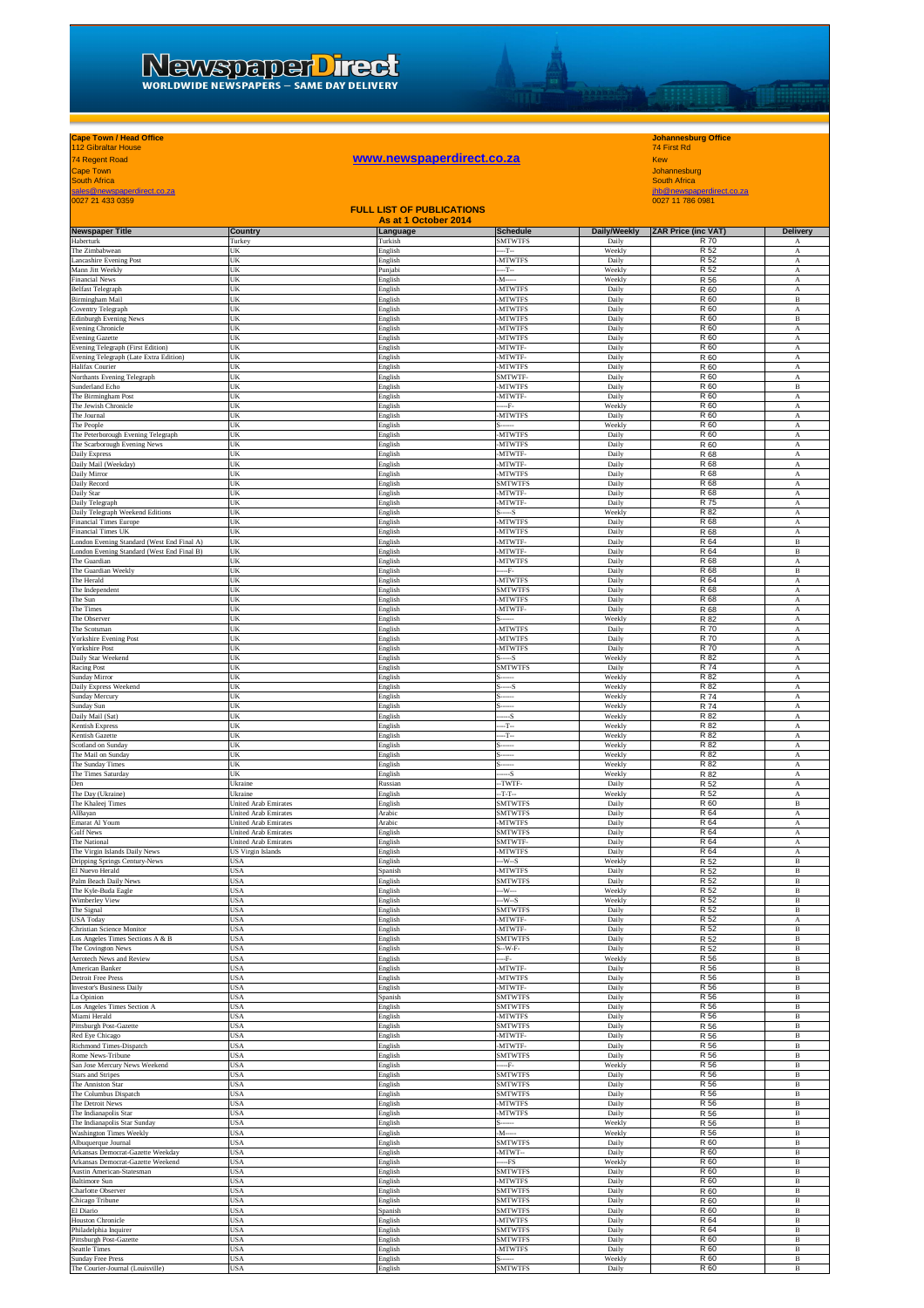**Cape Town / Head Office**
112 Gibraltar House
74 Regent Road
Cape Town
South Africa
sales@newspaperdirect.co.za
0027 21 433 0359

**www.newspaperdirect.co.za**

**Johannesburg Office**
74 First Rd
Kew
Johannesburg
South Africa
jhb@newspaperdirect.co.za
0027 11 786 0981

## FULL LIST OF PUBLICATIONS
### As at 1 October 2014

| Newspaper Title | Country | Language | Schedule | Daily/Weekly | ZAR Price (inc VAT) | Delivery |
|---|---|---|---|---|---|---|
| Haberturk | Turkey | Turkish | SMTWTFS | Daily | R 70 | A |
| The Zimbabwean | UK | English | ---T-- | Weekly | R 52 | A |
| Lancashire Evening Post | UK | English | -MTWTFS | Daily | R 52 | A |
| Mann Jit Weekly | UK | Punjabi | ---T-- | Weekly | R 52 | A |
| Financial News | UK | English | -M----- | Weekly | R 56 | A |
| Belfast Telegraph | UK | English | -MTWTFS | Daily | R 60 | A |
| Birmingham Mail | UK | English | -MTWTFS | Daily | R 60 | B |
| Coventry Telegraph | UK | English | -MTWTFS | Daily | R 60 | A |
| Edinburgh Evening News | UK | English | -MTWTFS | Daily | R 60 | B |
| Evening Chronicle | UK | English | -MTWTFS | Daily | R 60 | A |
| Evening Gazette | UK | English | -MTWTFS | Daily | R 60 | A |
| Evening Telegraph (First Edition) | UK | English | -MTWTF- | Daily | R 60 | A |
| Evening Telegraph (Late Extra Edition) | UK | English | -MTWTF- | Daily | R 60 | A |
| Halifax Courier | UK | English | -MTWTFS | Daily | R 60 | A |
| Northants Evening Telegraph | UK | English | SMTWTF- | Daily | R 60 | A |
| Sunderland Echo | UK | English | -MTWTFS | Daily | R 60 | B |
| The Birmingham Post | UK | English | -MTWTF- | Daily | R 60 | A |
| The Jewish Chronicle | UK | English | -----F- | Weekly | R 60 | A |
| The Journal | UK | English | -MTWTFS | Daily | R 60 | A |
| The People | UK | English | S------ | Weekly | R 60 | A |
| The Peterborough Evening Telegraph | UK | English | -MTWTFS | Daily | R 60 | A |
| The Scarborough Evening News | UK | English | -MTWTFS | Daily | R 60 | A |
| Daily Express | UK | English | -MTWTF- | Daily | R 68 | A |
| Daily Mail (Weekday) | UK | English | -MTWTF- | Daily | R 68 | A |
| Daily Mirror | UK | English | -MTWTFS | Daily | R 68 | A |
| Daily Record | UK | English | SMTWTFS | Daily | R 68 | A |
| Daily Star | UK | English | -MTWTF- | Daily | R 68 | A |
| Daily Telegraph | UK | English | -MTWTF- | Daily | R 75 | A |
| Daily Telegraph Weekend Editions | UK | English | S-----S | Weekly | R 82 | A |
| Financial Times Europe | UK | English | -MTWTFS | Daily | R 68 | A |
| Financial Times UK | UK | English | -MTWTFS | Daily | R 68 | A |
| London Evening Standard (West End Final A) | UK | English | -MTWTF- | Daily | R 64 | B |
| London Evening Standard (West End Final B) | UK | English | -MTWTF- | Daily | R 64 | B |
| The Guardian | UK | English | -MTWTFS | Daily | R 68 | A |
| The Guardian Weekly | UK | English | -----F- | Daily | R 68 | B |
| The Herald | UK | English | -MTWTFS | Daily | R 64 | A |
| The Independent | UK | English | SMTWTFS | Daily | R 68 | A |
| The Sun | UK | English | -MTWTFS | Daily | R 68 | A |
| The Times | UK | English | -MTWTF- | Daily | R 68 | A |
| The Observer | UK | English | S------ | Weekly | R 82 | A |
| The Scotsman | UK | English | -MTWTFS | Daily | R 70 | A |
| Yorkshire Evening Post | UK | English | -MTWTFS | Daily | R 70 | A |
| Yorkshire Post | UK | English | -MTWTFS | Daily | R 70 | A |
| Daily Star Weekend | UK | English | S-----S | Weekly | R 82 | A |
| Racing Post | UK | English | SMTWTFS | Daily | R 74 | A |
| Sunday Mirror | UK | English | S------ | Weekly | R 82 | A |
| Daily Express Weekend | UK | English | S-----S | Weekly | R 82 | A |
| Sunday Mercury | UK | English | S------ | Weekly | R 74 | A |
| Sunday Sun | UK | English | S------ | Weekly | R 74 | A |
| Daily Mail (Sat) | UK | English | ------S | Weekly | R 82 | A |
| Kentish Express | UK | English | ----T-- | Weekly | R 82 | A |
| Kentish Gazette | UK | English | ----T-- | Weekly | R 82 | A |
| Scotland on Sunday | UK | English | S------ | Weekly | R 82 | A |
| The Mail on Sunday | UK | English | S------ | Weekly | R 82 | A |
| The Sunday Times | UK | English | S------ | Weekly | R 82 | A |
| The Times Saturday | UK | English | ------S | Weekly | R 82 | A |
| Den | Ukraine | Russian | --TWTF- | Daily | R 52 | A |
| The Day (Ukraine) | Ukraine | English | --T-T-- | Weekly | R 52 | A |
| The Khaleej Times | United Arab Emirates | English | SMTWTFS | Daily | R 60 | B |
| AlBayan | United Arab Emirates | Arabic | SMTWTFS | Daily | R 64 | A |
| Emarat Al Youm | United Arab Emirates | Arabic | -MTWTFS | Daily | R 64 | A |
| Gulf News | United Arab Emirates | English | SMTWTFS | Daily | R 64 | A |
| The National | United Arab Emirates | English | SMTWTF- | Daily | R 64 | A |
| The Virgin Islands Daily News | US Virgin Islands | English | -MTWTFS | Daily | R 64 | A |
| Dripping Springs Century-News | USA | English | ---W--S | Weekly | R 52 | B |
| El Nuevo Herald | USA | Spanish | -MTWTFS | Daily | R 52 | B |
| Palm Beach Daily News | USA | English | SMTWTFS | Daily | R 52 | B |
| The Kyle-Buda Eagle | USA | English | ---W--- | Weekly | R 52 | B |
| Wimberley View | USA | English | ---W--S | Weekly | R 52 | B |
| The Signal | USA | English | SMTWTFS | Daily | R 52 | B |
| USA Today | USA | English | -MTWTF- | Daily | R 52 | A |
| Christian Science Monitor | USA | English | -MTWTF- | Daily | R 52 | B |
| Los Angeles Times Sections A & B | USA | English | SMTWTFS | Daily | R 52 | B |
| The Covington News | USA | English | S--W-F- | Daily | R 52 | B |
| Aerotech News and Review | USA | English | ----F- | Weekly | R 56 | B |
| American Banker | USA | English | -MTWTF- | Daily | R 56 | B |
| Detroit Free Press | USA | English | -MTWTFS | Daily | R 56 | B |
| Investor's Business Daily | USA | English | -MTWTF- | Daily | R 56 | B |
| La Opinion | USA | Spanish | SMTWTFS | Daily | R 56 | B |
| Los Angeles Times Section A | USA | English | SMTWTFS | Daily | R 56 | B |
| Miami Herald | USA | English | -MTWTFS | Daily | R 56 | B |
| Pittsburgh Post-Gazette | USA | English | SMTWTFS | Daily | R 56 | B |
| Red Eye Chicago | USA | English | -MTWTF- | Daily | R 56 | B |
| Richmond Times-Dispatch | USA | English | -MTWTF- | Daily | R 56 | B |
| Rome News-Tribune | USA | English | SMTWTFS | Daily | R 56 | B |
| San Jose Mercury News Weekend | USA | English | -----F- | Weekly | R 56 | B |
| Stars and Stripes | USA | English | SMTWTFS | Daily | R 56 | B |
| The Anniston Star | USA | English | SMTWTFS | Daily | R 56 | B |
| The Columbus Dispatch | USA | English | SMTWTFS | Daily | R 56 | B |
| The Detroit News | USA | English | -MTWTFS | Daily | R 56 | B |
| The Indianapolis Star | USA | English | -MTWTFS | Daily | R 56 | B |
| The Indianapolis Star Sunday | USA | English | S------ | Weekly | R 56 | B |
| Washington Times Weekly | USA | English | -M----- | Weekly | R 56 | B |
| Albuquerque Journal | USA | English | SMTWTFS | Daily | R 60 | B |
| Arkansas Democrat-Gazette Weekday | USA | English | -MTWT-- | Daily | R 60 | B |
| Arkansas Democrat-Gazette Weekend | USA | English | -----FS | Weekly | R 60 | B |
| Austin American-Statesman | USA | English | SMTWTFS | Daily | R 60 | B |
| Baltimore Sun | USA | English | -MTWTFS | Daily | R 60 | B |
| Charlotte Observer | USA | English | SMTWTFS | Daily | R 60 | B |
| Chicago Tribune | USA | English | SMTWTFS | Daily | R 60 | B |
| El Diario | USA | Spanish | SMTWTFS | Daily | R 60 | B |
| Houston Chronicle | USA | English | -MTWTFS | Daily | R 64 | B |
| Philadelphia Inquirer | USA | English | SMTWTFS | Daily | R 64 | B |
| Pittsburgh Post-Gazette | USA | English | SMTWTFS | Daily | R 60 | B |
| Seattle Times | USA | English | -MTWTFS | Daily | R 60 | B |
| Sunday Free Press | USA | English | S------ | Weekly | R 60 | B |
| The Courier-Journal (Louisville) | USA | English | SMTWTFS | Daily | R 60 | B |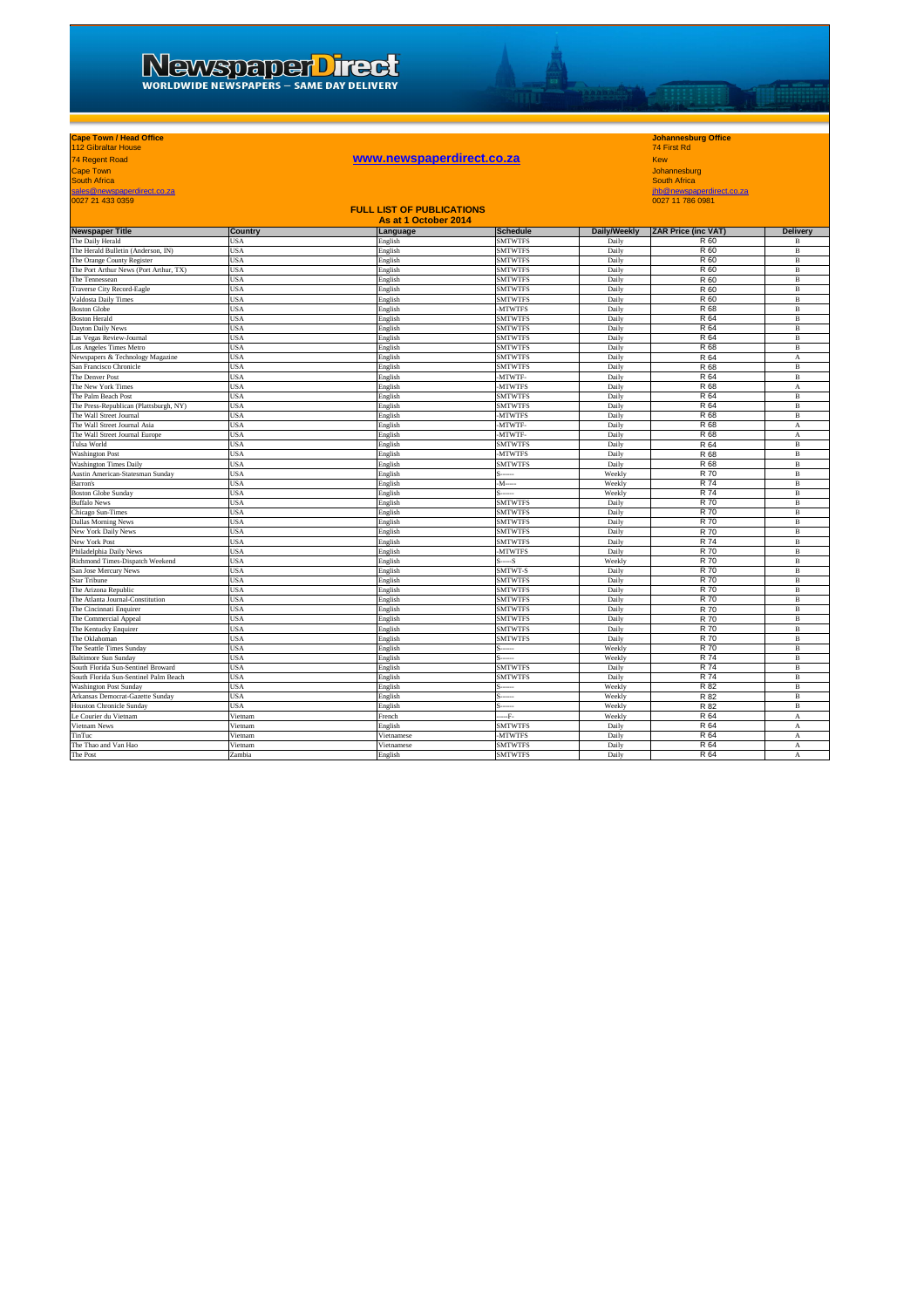**NewspaperDirect**
**WORLDWIDE NEWSPAPERS – SAME DAY DELIVERY**

**Cape Town / Head Office**
112 Gibraltar House
74 Regent Road
Cape Town
South Africa
sales@newspaperdirect.co.za
0027 21 433 0359

**www.newspaperdirect.co.za**

**Johannesburg Office**
74 First Rd
Kew
Johannesburg
South Africa
jhb@newspaperdirect.co.za
0027 11 786 0981

## FULL LIST OF PUBLICATIONS
**As at 1 October 2014**

| Newspaper Title | Country | Language | Schedule | Daily/Weekly | ZAR Price (inc VAT) | Delivery |
|---|---|---|---|---|---|---|
| The Daily Herald | USA | English | SMTWTFS | Daily | R 60 | B |
| The Herald Bulletin (Anderson, IN) | USA | English | SMTWTFS | Daily | R 60 | B |
| The Orange County Register | USA | English | SMTWTFS | Daily | R 60 | B |
| The Port Arthur News (Port Arthur, TX) | USA | English | SMTWTFS | Daily | R 60 | B |
| The Tennessean | USA | English | SMTWTFS | Daily | R 60 | B |
| Traverse City Record-Eagle | USA | English | SMTWTFS | Daily | R 60 | B |
| Valdosta Daily Times | USA | English | SMTWTFS | Daily | R 60 | B |
| Boston Globe | USA | English | -MTWTFS | Daily | R 68 | B |
| Boston Herald | USA | English | SMTWTFS | Daily | R 64 | B |
| Dayton Daily News | USA | English | SMTWTFS | Daily | R 64 | B |
| Las Vegas Review-Journal | USA | English | SMTWTFS | Daily | R 64 | B |
| Los Angeles Times Metro | USA | English | SMTWTFS | Daily | R 68 | B |
| Newspapers & Technology Magazine | USA | English | SMTWTFS | Daily | R 64 | A |
| San Francisco Chronicle | USA | English | SMTWTFS | Daily | R 68 | B |
| The Denver Post | USA | English | -MTWTF- | Daily | R 64 | B |
| The New York Times | USA | English | -MTWTFS | Daily | R 68 | A |
| The Palm Beach Post | USA | English | SMTWTFS | Daily | R 64 | B |
| The Press-Republican (Plattsburgh, NY) | USA | English | SMTWTFS | Daily | R 64 | B |
| The Wall Street Journal | USA | English | -MTWTFS | Daily | R 68 | B |
| The Wall Street Journal Asia | USA | English | -MTWTF- | Daily | R 68 | A |
| The Wall Street Journal Europe | USA | English | -MTWTF- | Daily | R 68 | A |
| Tulsa World | USA | English | SMTWTFS | Daily | R 64 | B |
| Washington Post | USA | English | -MTWTFS | Daily | R 68 | B |
| Washington Times Daily | USA | English | SMTWTFS | Daily | R 68 | B |
| Austin American-Statesman Sunday | USA | English | S------ | Weekly | R 70 | B |
| Barron's | USA | English | -M----- | Weekly | R 74 | B |
| Boston Globe Sunday | USA | English | S------ | Weekly | R 74 | B |
| Buffalo News | USA | English | SMTWTFS | Daily | R 70 | B |
| Chicago Sun-Times | USA | English | SMTWTFS | Daily | R 70 | B |
| Dallas Morning News | USA | English | SMTWTFS | Daily | R 70 | B |
| New York Daily News | USA | English | SMTWTFS | Daily | R 70 | B |
| New York Post | USA | English | SMTWTFS | Daily | R 74 | B |
| Philadelphia Daily News | USA | English | -MTWTFS | Daily | R 70 | B |
| Richmond Times-Dispatch Weekend | USA | English | S-----S | Weekly | R 70 | B |
| San Jose Mercury News | USA | English | SMTWT-S | Daily | R 70 | B |
| Star Tribune | USA | English | SMTWTFS | Daily | R 70 | B |
| The Arizona Republic | USA | English | SMTWTFS | Daily | R 70 | B |
| The Atlanta Journal-Constitution | USA | English | SMTWTFS | Daily | R 70 | B |
| The Cincinnati Enquirer | USA | English | SMTWTFS | Daily | R 70 | B |
| The Commercial Appeal | USA | English | SMTWTFS | Daily | R 70 | B |
| The Kentucky Enquirer | USA | English | SMTWTFS | Daily | R 70 | B |
| The Oklahoman | USA | English | SMTWTFS | Daily | R 70 | B |
| The Seattle Times Sunday | USA | English | S------ | Weekly | R 70 | B |
| Baltimore Sun Sunday | USA | English | S------ | Weekly | R 74 | B |
| South Florida Sun-Sentinel Broward | USA | English | SMTWTFS | Daily | R 74 | B |
| South Florida Sun-Sentinel Palm Beach | USA | English | SMTWTFS | Daily | R 74 | B |
| Washington Post Sunday | USA | English | S------ | Weekly | R 82 | B |
| Arkansas Democrat-Gazette Sunday | USA | English | S------ | Weekly | R 82 | B |
| Houston Chronicle Sunday | USA | English | S------ | Weekly | R 82 | B |
| Le Courier du Vietnam | Vietnam | French | -----F- | Weekly | R 64 | A |
| Vietnam News | Vietnam | English | SMTWTFS | Daily | R 64 | A |
| TinTuc | Vietnam | Vietnamese | -MTWTFS | Daily | R 64 | A |
| The Thao and Van Hao | Vietnam | Vietnamese | SMTWTFS | Daily | R 64 | A |
| The Post | Zambia | English | SMTWTFS | Daily | R 64 | A |